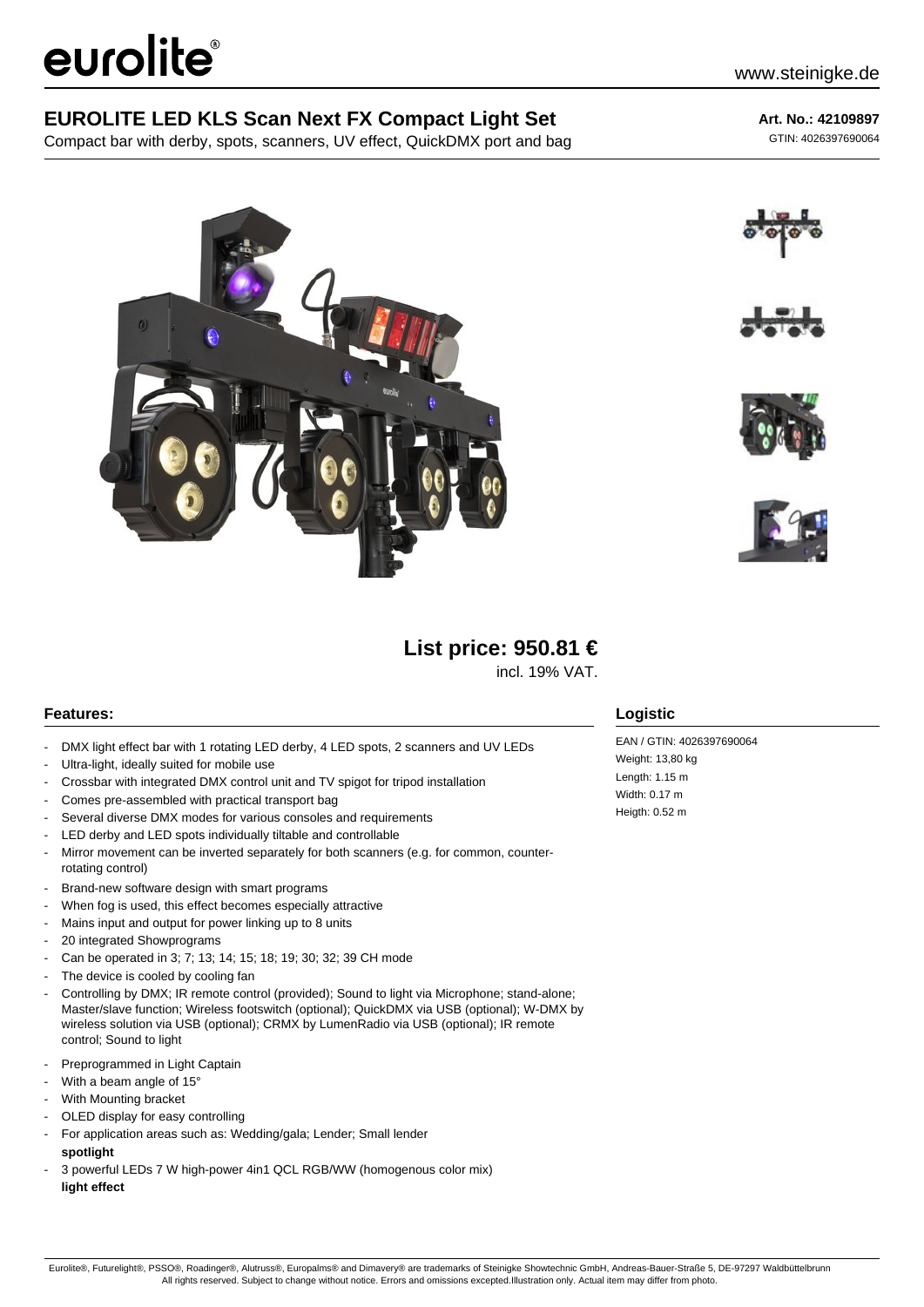# eurolite

www.steinigke.de

## EUROLITE LED KLS Scan Next FX Compact Light Set

Compact bar with derby, spots, scanners, UV effect, QuickDMX port and bag

**Art. No.: 42109897**
GTIN: 4026397690064

**List price: 950.81 €**
incl. 19% VAT.

### Features:

- DMX light effect bar with 1 rotating LED derby, 4 LED spots, 2 scanners and UV LEDs
- Ultra-light, ideally suited for mobile use
- Crossbar with integrated DMX control unit and TV spigot for tripod installation
- Comes pre-assembled with practical transport bag
- Several diverse DMX modes for various consoles and requirements
- LED derby and LED spots individually tiltable and controllable
- Mirror movement can be inverted separately for both scanners (e.g. for common, counter-rotating control)
- Brand-new software design with smart programs
- When fog is used, this effect becomes especially attractive
- Mains input and output for power linking up to 8 units
- 20 integrated Showprograms
- Can be operated in 3; 7; 13; 14; 15; 18; 19; 30; 32; 39 CH mode
- The device is cooled by cooling fan
- Controlling by DMX; IR remote control (provided); Sound to light via Microphone; stand-alone; Master/slave function; Wireless footswitch (optional); QuickDMX via USB (optional); W-DMX by wireless solution via USB (optional); CRMX by LumenRadio via USB (optional); IR remote control; Sound to light
- Preprogrammed in Light Captain
- With a beam angle of 15°
- With Mounting bracket
- OLED display for easy controlling
- For application areas such as: Wedding/gala; Lender; Small lender

**spotlight**

- 3 powerful LEDs 7 W high-power 4in1 QCL RGB/WW (homogenous color mix)

**light effect**

### Logistic

EAN / GTIN: 4026397690064
Weight: 13,80 kg
Length: 1.15 m
Width: 0.17 m
Heigth: 0.52 m

Eurolite®, Futurelight®, PSSO®, Roadinger®, Alutruss®, Europalms® and Dimavery® are trademarks of Steinigke Showtechnic GmbH, Andreas-Bauer-Straße 5, DE-97297 Waldbüttelbrunn
All rights reserved. Subject to change without notice. Errors and omissions excepted.Illustration only. Actual item may differ from photo.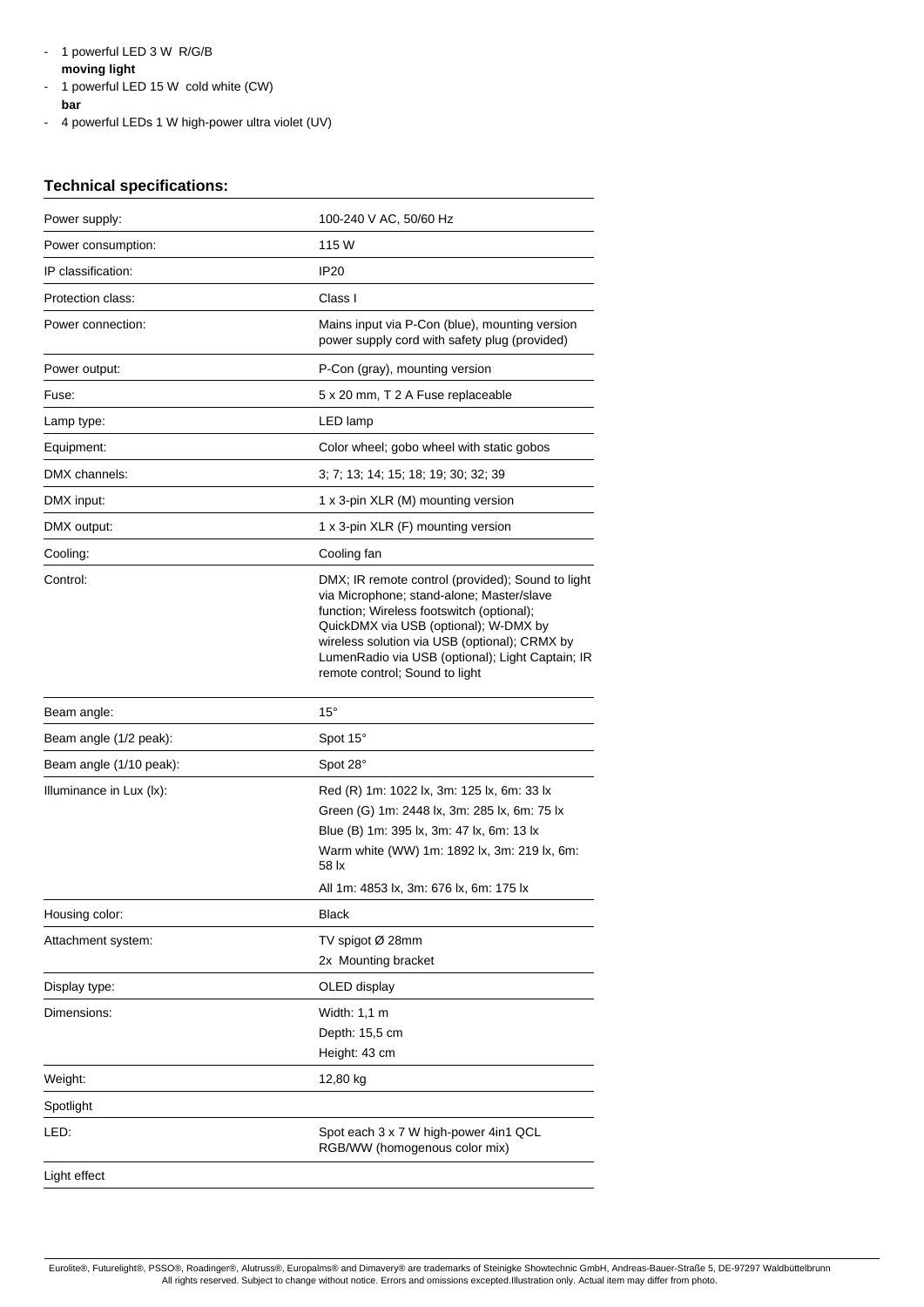- 1 powerful LED 3 W R/G/B
  **moving light**
- 1 powerful LED 15 W cold white (CW)
  **bar**
- 4 powerful LEDs 1 W high-power ultra violet (UV)

### Technical specifications:

| | |
|---|---|
| Power supply: | 100-240 V AC, 50/60 Hz |
| Power consumption: | 115 W |
| IP classification: | IP20 |
| Protection class: | Class I |
| Power connection: | Mains input via P-Con (blue), mounting version power supply cord with safety plug (provided) |
| Power output: | P-Con (gray), mounting version |
| Fuse: | 5 x 20 mm, T 2 A Fuse replaceable |
| Lamp type: | LED lamp |
| Equipment: | Color wheel; gobo wheel with static gobos |
| DMX channels: | 3; 7; 13; 14; 15; 18; 19; 30; 32; 39 |
| DMX input: | 1 x 3-pin XLR (M) mounting version |
| DMX output: | 1 x 3-pin XLR (F) mounting version |
| Cooling: | Cooling fan |
| Control: | DMX; IR remote control (provided); Sound to light via Microphone; stand-alone; Master/slave function; Wireless footswitch (optional); QuickDMX via USB (optional); W-DMX by wireless solution via USB (optional); CRMX by LumenRadio via USB (optional); Light Captain; IR remote control; Sound to light |
| Beam angle: | 15° |
| Beam angle (1/2 peak): | Spot 15° |
| Beam angle (1/10 peak): | Spot 28° |
| Illuminance in Lux (lx): | Red (R) 1m: 1022 lx, 3m: 125 lx, 6m: 33 lx<br>Green (G) 1m: 2448 lx, 3m: 285 lx, 6m: 75 lx<br>Blue (B) 1m: 395 lx, 3m: 47 lx, 6m: 13 lx<br>Warm white (WW) 1m: 1892 lx, 3m: 219 lx, 6m: 58 lx<br>All 1m: 4853 lx, 3m: 676 lx, 6m: 175 lx |
| Housing color: | Black |
| Attachment system: | TV spigot Ø 28mm<br>2x Mounting bracket |
| Display type: | OLED display |
| Dimensions: | Width: 1,1 m<br>Depth: 15,5 cm<br>Height: 43 cm |
| Weight: | 12,80 kg |
| Spotlight | |
| LED: | Spot each 3 x 7 W high-power 4in1 QCL RGB/WW (homogenous color mix) |
| Light effect | |

Eurolite®, Futurelight®, PSSO®, Roadinger®, Alutruss®, Europalms® and Dimavery® are trademarks of Steinigke Showtechnic GmbH, Andreas-Bauer-Straße 5, DE-97297 Waldbüttelbrunn
All rights reserved. Subject to change without notice. Errors and omissions excepted.Illustration only. Actual item may differ from photo.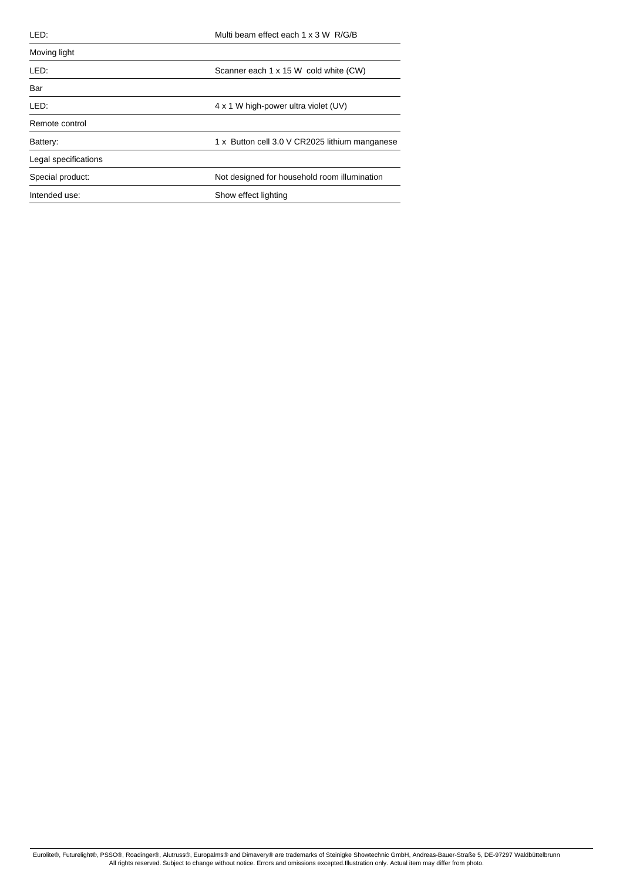| | |
|---|---|
| LED: | Multi beam effect each 1 x 3 W R/G/B |
| Moving light | |
| LED: | Scanner each 1 x 15 W cold white (CW) |
| Bar | |
| LED: | 4 x 1 W high-power ultra violet (UV) |
| Remote control | |
| Battery: | 1 x Button cell 3.0 V CR2025 lithium manganese |
| Legal specifications | |
| Special product: | Not designed for household room illumination |
| Intended use: | Show effect lighting |

Eurolite®, Futurelight®, PSSO®, Roadinger®, Alutruss®, Europalms® and Dimavery® are trademarks of Steinigke Showtechnic GmbH, Andreas-Bauer-Straße 5, DE-97297 Waldbüttelbrunn
All rights reserved. Subject to change without notice. Errors and omissions excepted.Illustration only. Actual item may differ from photo.